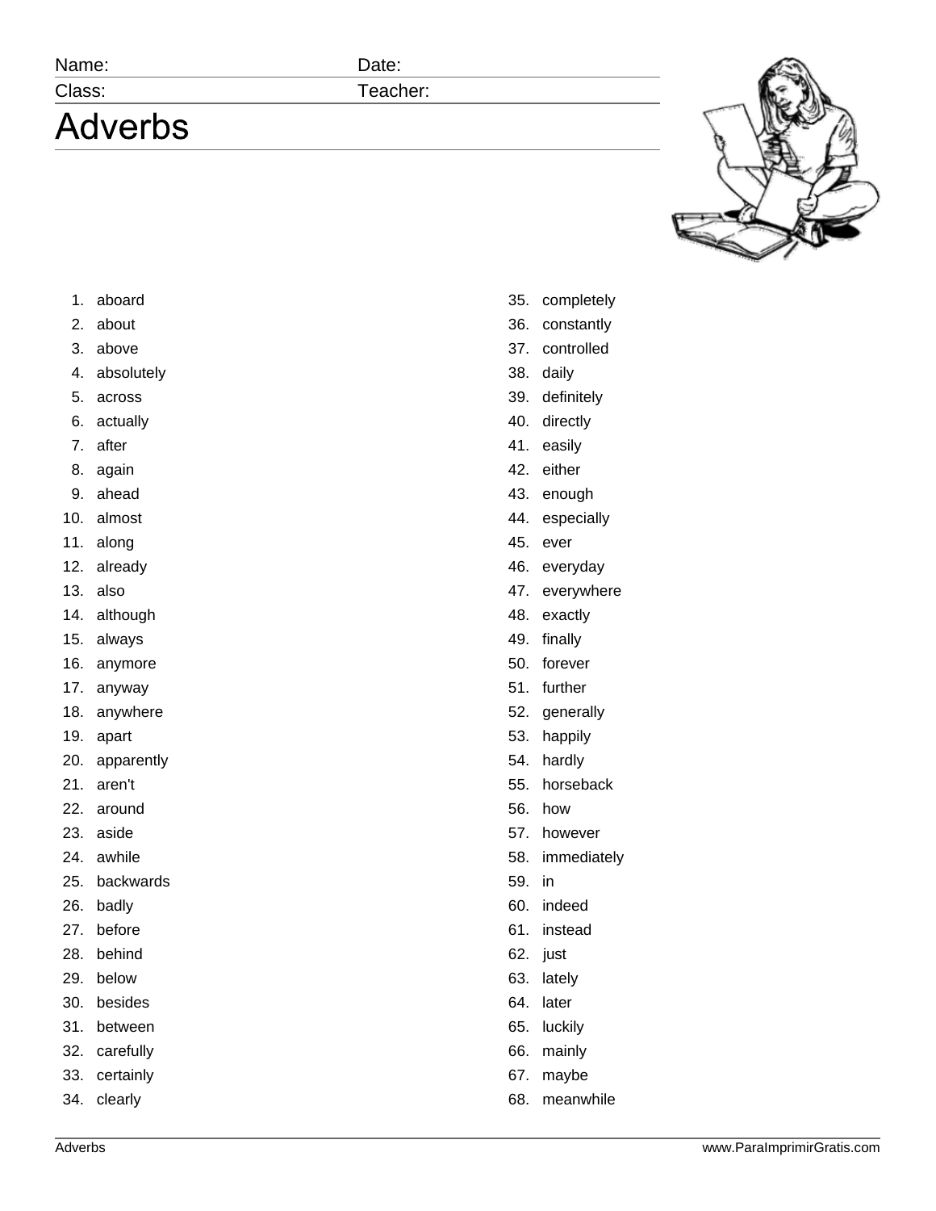Name: Date:

Class: Teacher:

# Adverbs

1. aboard
2. about
3. above
4. absolutely
5. across
6. actually
7. after
8. again
9. ahead
10. almost
11. along
12. already
13. also
14. although
15. always
16. anymore
17. anyway
18. anywhere
19. apart
20. apparently
21. aren't
22. around
23. aside
24. awhile
25. backwards
26. badly
27. before
28. behind
29. below
30. besides
31. between
32. carefully
33. certainly
34. clearly
35. completely
36. constantly
37. controlled
38. daily
39. definitely
40. directly
41. easily
42. either
43. enough
44. especially
45. ever
46. everyday
47. everywhere
48. exactly
49. finally
50. forever
51. further
52. generally
53. happily
54. hardly
55. horseback
56. how
57. however
58. immediately
59. in
60. indeed
61. instead
62. just
63. lately
64. later
65. luckily
66. mainly
67. maybe
68. meanwhile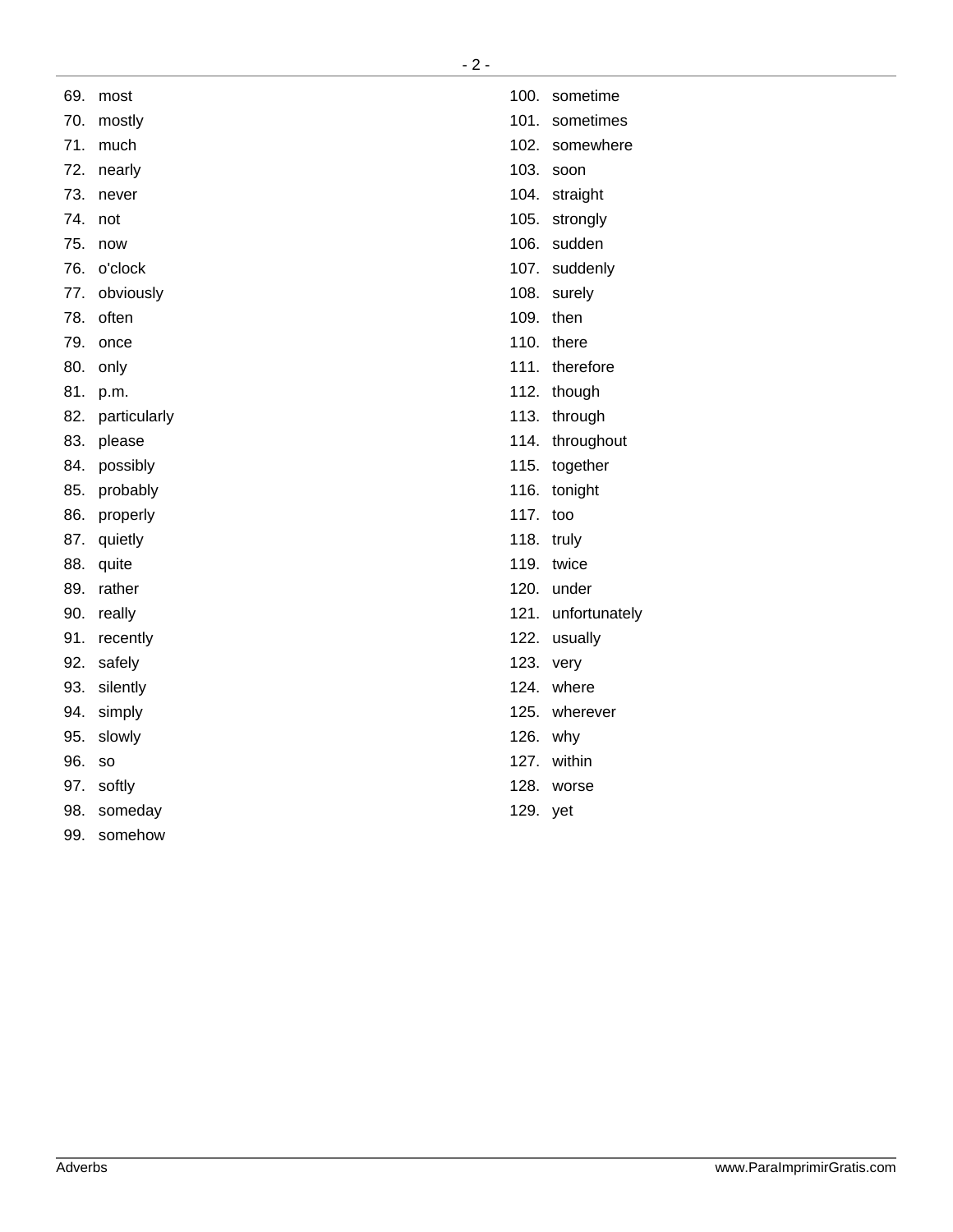69. most
70. mostly
71. much
72. nearly
73. never
74. not
75. now
76. o'clock
77. obviously
78. often
79. once
80. only
81. p.m.
82. particularly
83. please
84. possibly
85. probably
86. properly
87. quietly
88. quite
89. rather
90. really
91. recently
92. safely
93. silently
94. simply
95. slowly
96. so
97. softly
98. someday
99. somehow
100. sometime
101. sometimes
102. somewhere
103. soon
104. straight
105. strongly
106. sudden
107. suddenly
108. surely
109. then
110. there
111. therefore
112. though
113. through
114. throughout
115. together
116. tonight
117. too
118. truly
119. twice
120. under
121. unfortunately
122. usually
123. very
124. where
125. wherever
126. why
127. within
128. worse
129. yet